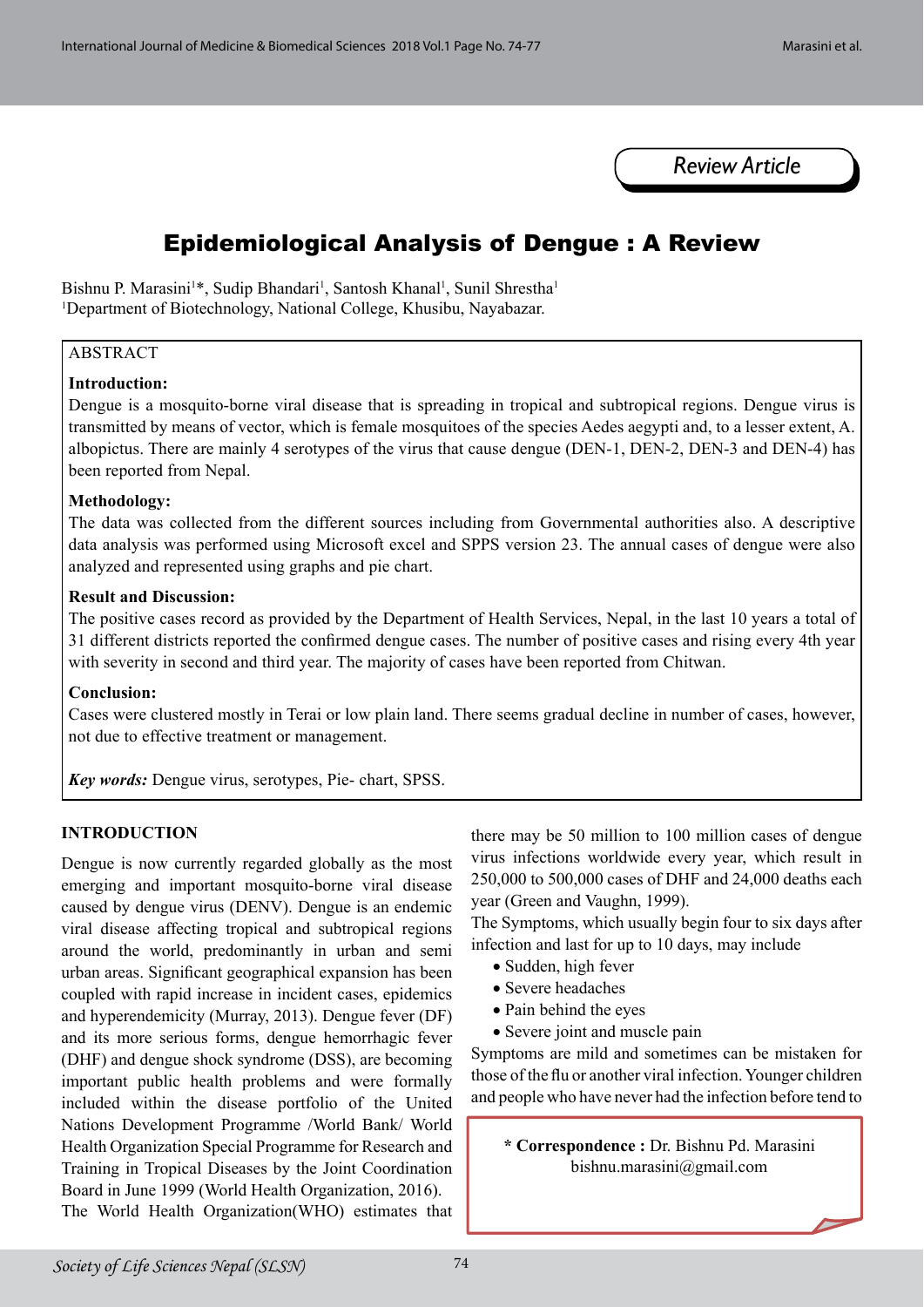Review Article

# Epidemiological Analysis of Dengue : A Review

Bishnu P. Marasini[1]*, Sudip Bhandari[1], Santosh Khanal[1], Sunil Shrestha[1]

[1]Department of Biotechnology, National College, Khusibu, Nayabazar.

## ABSTRACT

**Introduction:**

Dengue is a mosquito-borne viral disease that is spreading in tropical and subtropical regions. Dengue virus is transmitted by means of vector, which is female mosquitoes of the species Aedes aegypti and, to a lesser extent, A. albopictus. There are mainly 4 serotypes of the virus that cause dengue (DEN-1, DEN-2, DEN-3 and DEN-4) has been reported from Nepal.

**Methodology:**

The data was collected from the different sources including from Governmental authorities also. A descriptive data analysis was performed using Microsoft excel and SPPS version 23. The annual cases of dengue were also analyzed and represented using graphs and pie chart.

**Result and Discussion:**

The positive cases record as provided by the Department of Health Services, Nepal, in the last 10 years a total of 31 different districts reported the confirmed dengue cases. The number of positive cases and rising every 4th year with severity in second and third year. The majority of cases have been reported from Chitwan.

**Conclusion:**

Cases were clustered mostly in Terai or low plain land. There seems gradual decline in number of cases, however, not due to effective treatment or management.

***Key words:*** Dengue virus, serotypes, Pie- chart, SPSS.

## INTRODUCTION

Dengue is now currently regarded globally as the most emerging and important mosquito-borne viral disease caused by dengue virus (DENV). Dengue is an endemic viral disease affecting tropical and subtropical regions around the world, predominantly in urban and semi urban areas. Significant geographical expansion has been coupled with rapid increase in incident cases, epidemics and hyperendemicity (Murray, 2013). Dengue fever (DF) and its more serious forms, dengue hemorrhagic fever (DHF) and dengue shock syndrome (DSS), are becoming important public health problems and were formally included within the disease portfolio of the United Nations Development Programme /World Bank/ World Health Organization Special Programme for Research and Training in Tropical Diseases by the Joint Coordination Board in June 1999 (World Health Organization, 2016).

The World Health Organization(WHO) estimates that there may be 50 million to 100 million cases of dengue virus infections worldwide every year, which result in 250,000 to 500,000 cases of DHF and 24,000 deaths each year (Green and Vaughn, 1999).

The Symptoms, which usually begin four to six days after infection and last for up to 10 days, may include

- Sudden, high fever
- Severe headaches
- Pain behind the eyes
- Severe joint and muscle pain

Symptoms are mild and sometimes can be mistaken for those of the flu or another viral infection. Younger children and people who have never had the infection before tend to

**\* Correspondence :** Dr. Bishnu Pd. Marasini
bishnu.marasini@gmail.com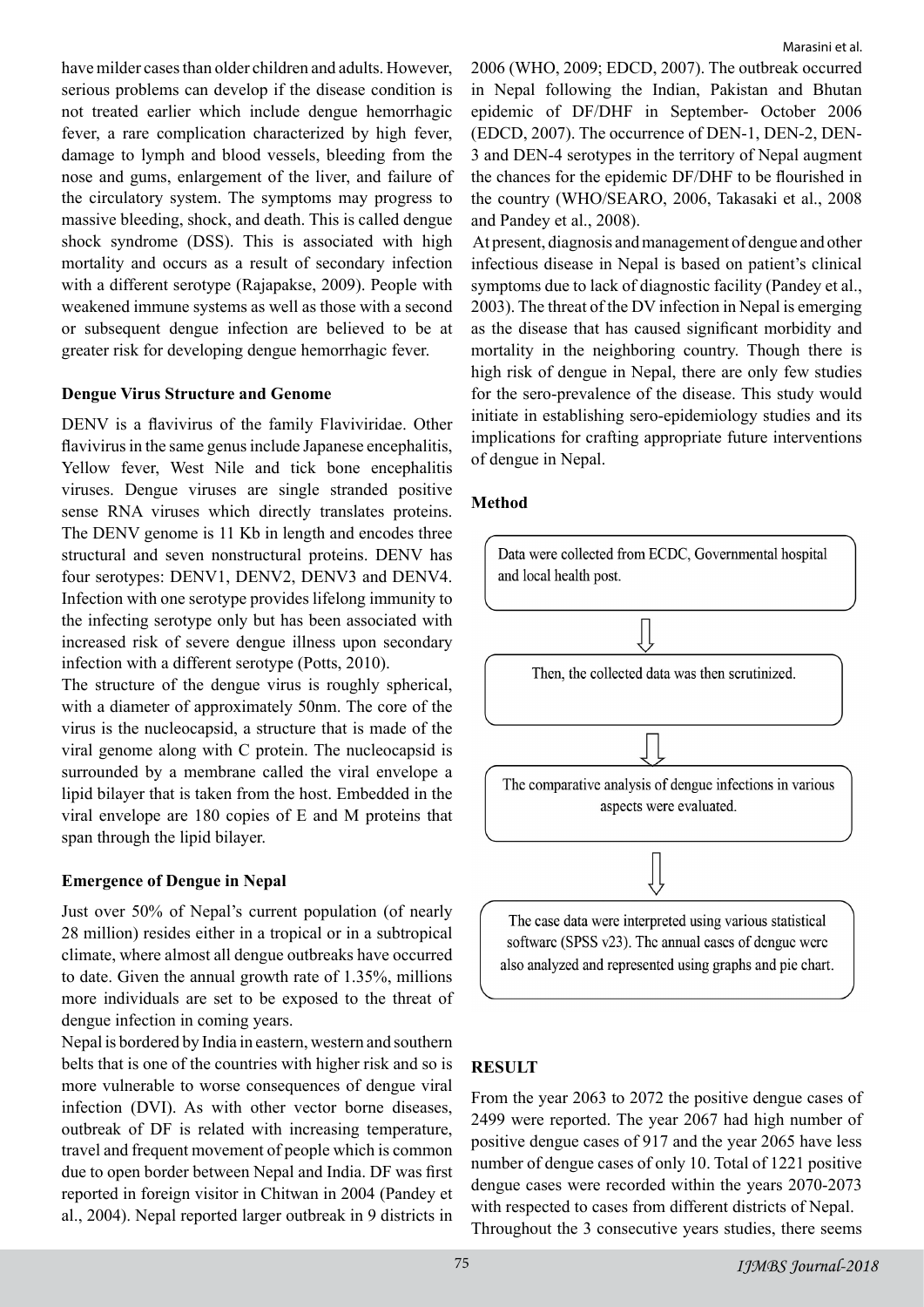have milder cases than older children and adults. However, serious problems can develop if the disease condition is not treated earlier which include dengue hemorrhagic fever, a rare complication characterized by high fever, damage to lymph and blood vessels, bleeding from the nose and gums, enlargement of the liver, and failure of the circulatory system. The symptoms may progress to massive bleeding, shock, and death. This is called dengue shock syndrome (DSS). This is associated with high mortality and occurs as a result of secondary infection with a different serotype (Rajapakse, 2009). People with weakened immune systems as well as those with a second or subsequent dengue infection are believed to be at greater risk for developing dengue hemorrhagic fever.

**Dengue Virus Structure and Genome**

DENV is a flavivirus of the family Flaviviridae. Other flavivirus in the same genus include Japanese encephalitis, Yellow fever, West Nile and tick bone encephalitis viruses. Dengue viruses are single stranded positive sense RNA viruses which directly translates proteins. The DENV genome is 11 Kb in length and encodes three structural and seven nonstructural proteins. DENV has four serotypes: DENV1, DENV2, DENV3 and DENV4. Infection with one serotype provides lifelong immunity to the infecting serotype only but has been associated with increased risk of severe dengue illness upon secondary infection with a different serotype (Potts, 2010).

The structure of the dengue virus is roughly spherical, with a diameter of approximately 50nm. The core of the virus is the nucleocapsid, a structure that is made of the viral genome along with C protein. The nucleocapsid is surrounded by a membrane called the viral envelope a lipid bilayer that is taken from the host. Embedded in the viral envelope are 180 copies of E and M proteins that span through the lipid bilayer.

**Emergence of Dengue in Nepal**

Just over 50% of Nepal's current population (of nearly 28 million) resides either in a tropical or in a subtropical climate, where almost all dengue outbreaks have occurred to date. Given the annual growth rate of 1.35%, millions more individuals are set to be exposed to the threat of dengue infection in coming years.

Nepal is bordered by India in eastern, western and southern belts that is one of the countries with higher risk and so is more vulnerable to worse consequences of dengue viral infection (DVI). As with other vector borne diseases, outbreak of DF is related with increasing temperature, travel and frequent movement of people which is common due to open border between Nepal and India. DF was first reported in foreign visitor in Chitwan in 2004 (Pandey et al., 2004). Nepal reported larger outbreak in 9 districts in 2006 (WHO, 2009; EDCD, 2007). The outbreak occurred in Nepal following the Indian, Pakistan and Bhutan epidemic of DF/DHF in September- October 2006 (EDCD, 2007). The occurrence of DEN-1, DEN-2, DEN-3 and DEN-4 serotypes in the territory of Nepal augment the chances for the epidemic DF/DHF to be flourished in the country (WHO/SEARO, 2006, Takasaki et al., 2008 and Pandey et al., 2008).

At present, diagnosis and management of dengue and other infectious disease in Nepal is based on patient's clinical symptoms due to lack of diagnostic facility (Pandey et al., 2003). The threat of the DV infection in Nepal is emerging as the disease that has caused significant morbidity and mortality in the neighboring country. Though there is high risk of dengue in Nepal, there are only few studies for the sero-prevalence of the disease. This study would initiate in establishing sero-epidemiology studies and its implications for crafting appropriate future interventions of dengue in Nepal.

**Method**

Data were collected from ECDC, Governmental hospital and local health post.

⇓

Then, the collected data was then scrutinized.

⇓

The comparative analysis of dengue infections in various aspects were evaluated.

⇓

The case data were interpreted using various statistical software (SPSS v23). The annual cases of dengue were also analyzed and represented using graphs and pie chart.

**RESULT**

From the year 2063 to 2072 the positive dengue cases of 2499 were reported. The year 2067 had high number of positive dengue cases of 917 and the year 2065 have less number of dengue cases of only 10. Total of 1221 positive dengue cases were recorded within the years 2070-2073 with respected to cases from different districts of Nepal.

Throughout the 3 consecutive years studies, there seems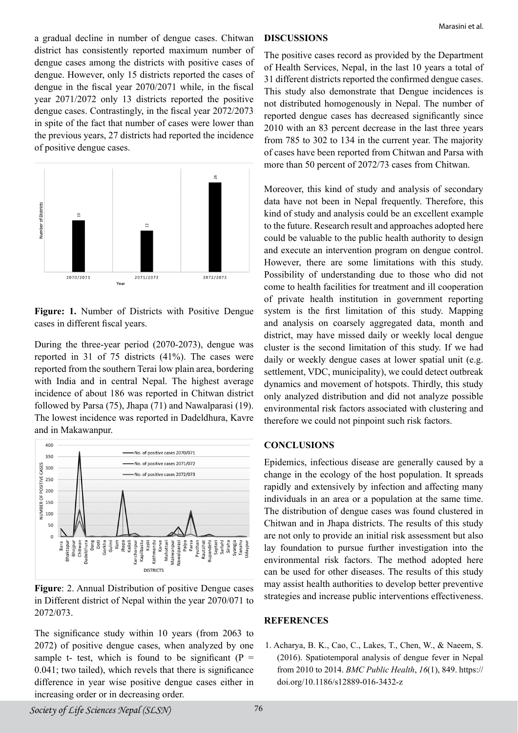a gradual decline in number of dengue cases. Chitwan district has consistently reported maximum number of dengue cases among the districts with positive cases of dengue. However, only 15 districts reported the cases of dengue in the fiscal year 2070/2071 while, in the fiscal year 2071/2072 only 13 districts reported the positive dengue cases. Contrastingly, in the fiscal year 2072/2073 in spite of the fact that number of cases were lower than the previous years, 27 districts had reported the incidence of positive dengue cases.

**Figure: 1.** Number of Districts with Positive Dengue cases in different fiscal years.

During the three-year period (2070-2073), dengue was reported in 31 of 75 districts (41%). The cases were reported from the southern Terai low plain area, bordering with India and in central Nepal. The highest average incidence of about 186 was reported in Chitwan district followed by Parsa (75), Jhapa (71) and Nawalparasi (19). The lowest incidence was reported in Dadeldhura, Kavre and in Makawanpur.

**Figure**: 2. Annual Distribution of positive Dengue cases in Different district of Nepal within the year 2070/071 to 2072/073.

The significance study within 10 years (from 2063 to 2072) of positive dengue cases, when analyzed by one sample t- test, which is found to be significant (P = 0.041; two tailed), which revels that there is significance difference in year wise positive dengue cases either in increasing order or in decreasing order.

## DISCUSSIONS

The positive cases record as provided by the Department of Health Services, Nepal, in the last 10 years a total of 31 different districts reported the confirmed dengue cases. This study also demonstrate that Dengue incidences is not distributed homogenously in Nepal. The number of reported dengue cases has decreased significantly since 2010 with an 83 percent decrease in the last three years from 785 to 302 to 134 in the current year. The majority of cases have been reported from Chitwan and Parsa with more than 50 percent of 2072/73 cases from Chitwan.

Moreover, this kind of study and analysis of secondary data have not been in Nepal frequently. Therefore, this kind of study and analysis could be an excellent example to the future. Research result and approaches adopted here could be valuable to the public health authority to design and execute an intervention program on dengue control. However, there are some limitations with this study. Possibility of understanding due to those who did not come to health facilities for treatment and ill cooperation of private health institution in government reporting system is the first limitation of this study. Mapping and analysis on coarsely aggregated data, month and district, may have missed daily or weekly local dengue cluster is the second limitation of this study. If we had daily or weekly dengue cases at lower spatial unit (e.g. settlement, VDC, municipality), we could detect outbreak dynamics and movement of hotspots. Thirdly, this study only analyzed distribution and did not analyze possible environmental risk factors associated with clustering and therefore we could not pinpoint such risk factors.

## CONCLUSIONS

Epidemics, infectious disease are generally caused by a change in the ecology of the host population. It spreads rapidly and extensively by infection and affecting many individuals in an area or a population at the same time. The distribution of dengue cases was found clustered in Chitwan and in Jhapa districts. The results of this study are not only to provide an initial risk assessment but also lay foundation to pursue further investigation into the environmental risk factors. The method adopted here can be used for other diseases. The results of this study may assist health authorities to develop better preventive strategies and increase public interventions effectiveness.

## REFERENCES

1. Acharya, B. K., Cao, C., Lakes, T., Chen, W., & Naeem, S. (2016). Spatiotemporal analysis of dengue fever in Nepal from 2010 to 2014. *BMC Public Health*, *16*(1), 849. https://doi.org/10.1186/s12889-016-3432-z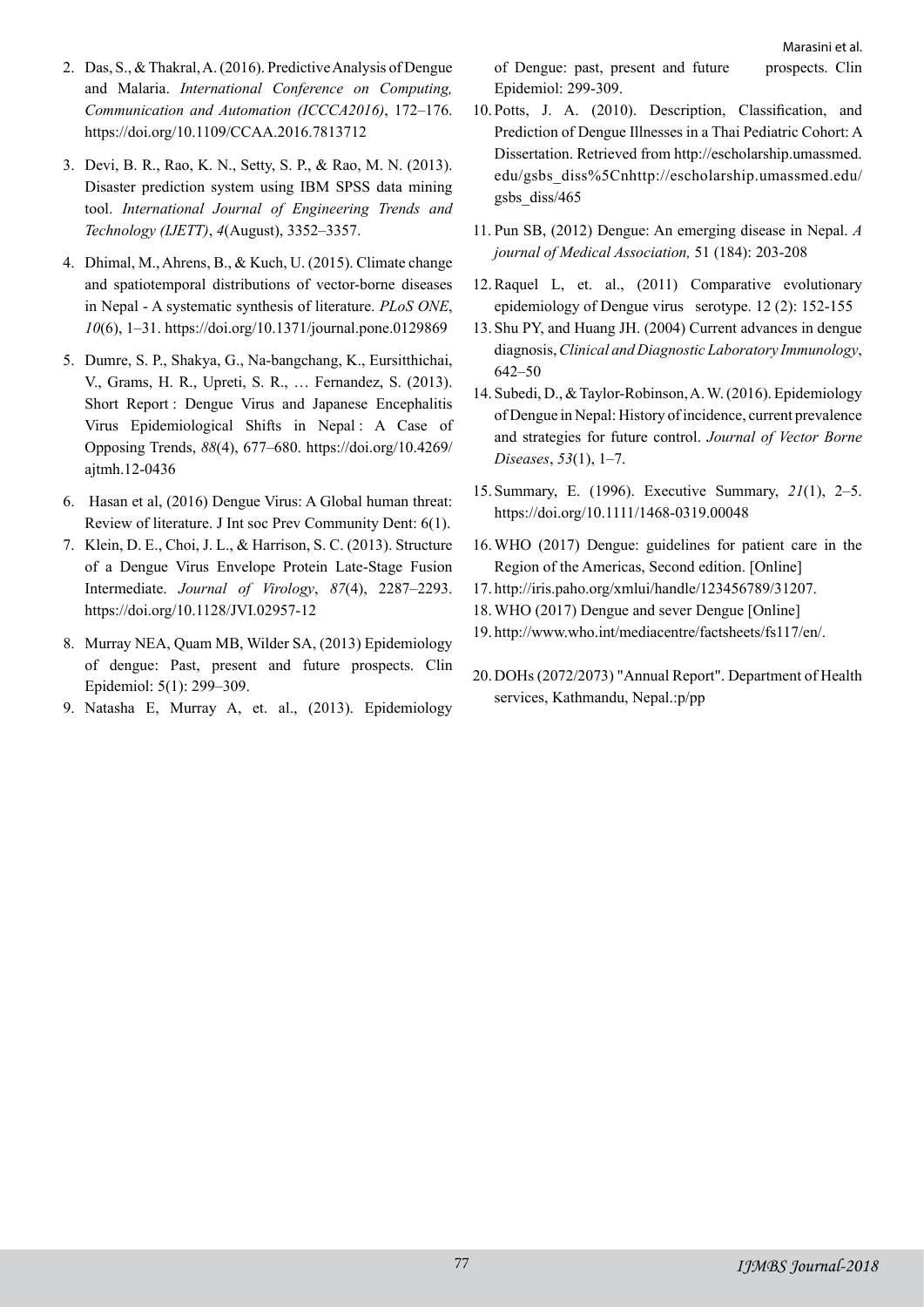2. Das, S., & Thakral, A. (2016). Predictive Analysis of Dengue and Malaria. *International Conference on Computing, Communication and Automation (ICCCA2016)*, 172–176. https://doi.org/10.1109/CCAA.2016.7813712

3. Devi, B. R., Rao, K. N., Setty, S. P., & Rao, M. N. (2013). Disaster prediction system using IBM SPSS data mining tool. *International Journal of Engineering Trends and Technology (IJETT)*, *4*(August), 3352–3357.

4. Dhimal, M., Ahrens, B., & Kuch, U. (2015). Climate change and spatiotemporal distributions of vector-borne diseases in Nepal - A systematic synthesis of literature. *PLoS ONE*, *10*(6), 1–31. https://doi.org/10.1371/journal.pone.0129869

5. Dumre, S. P., Shakya, G., Na-bangchang, K., Eursitthichai, V., Grams, H. R., Upreti, S. R., … Fernandez, S. (2013). Short Report : Dengue Virus and Japanese Encephalitis Virus Epidemiological Shifts in Nepal : A Case of Opposing Trends, *88*(4), 677–680. https://doi.org/10.4269/ajtmh.12-0436

6. Hasan et al, (2016) Dengue Virus: A Global human threat: Review of literature. J Int soc Prev Community Dent: 6(1).

7. Klein, D. E., Choi, J. L., & Harrison, S. C. (2013). Structure of a Dengue Virus Envelope Protein Late-Stage Fusion Intermediate. *Journal of Virology*, *87*(4), 2287–2293. https://doi.org/10.1128/JVI.02957-12

8. Murray NEA, Quam MB, Wilder SA, (2013) Epidemiology of dengue: Past, present and future prospects. Clin Epidemiol: 5(1): 299–309.

9. Natasha E, Murray A, et. al., (2013). Epidemiology of Dengue: past, present and future prospects. Clin Epidemiol: 299-309.

10. Potts, J. A. (2010). Description, Classification, and Prediction of Dengue Illnesses in a Thai Pediatric Cohort: A Dissertation. Retrieved from http://escholarship.umassmed.edu/gsbs_diss%5Cnhttp://escholarship.umassmed.edu/gsbs_diss/465

11. Pun SB, (2012) Dengue: An emerging disease in Nepal. *A journal of Medical Association,* 51 (184): 203-208

12. Raquel L, et. al., (2011) Comparative evolutionary epidemiology of Dengue virus serotype. 12 (2): 152-155

13. Shu PY, and Huang JH. (2004) Current advances in dengue diagnosis, *Clinical and Diagnostic Laboratory Immunology*, 642–50

14. Subedi, D., & Taylor-Robinson, A. W. (2016). Epidemiology of Dengue in Nepal: History of incidence, current prevalence and strategies for future control. *Journal of Vector Borne Diseases*, *53*(1), 1–7.

15. Summary, E. (1996). Executive Summary, *21*(1), 2–5. https://doi.org/10.1111/1468-0319.00048

16. WHO (2017) Dengue: guidelines for patient care in the Region of the Americas, Second edition. [Online]

17. http://iris.paho.org/xmlui/handle/123456789/31207.

18. WHO (2017) Dengue and sever Dengue [Online]

19. http://www.who.int/mediacentre/factsheets/fs117/en/.

20. DOHs (2072/2073) "Annual Report". Department of Health services, Kathmandu, Nepal.:p/pp